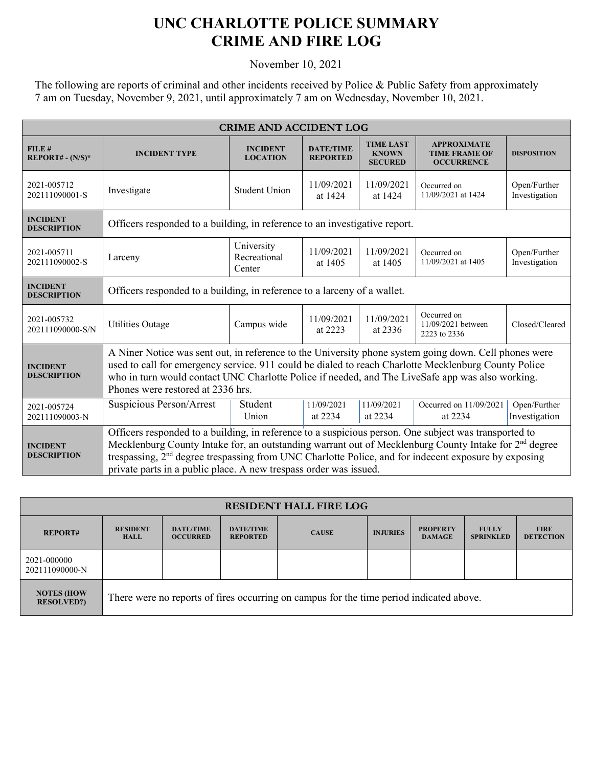# UNC CHARLOTTE POLICE SUMMARY
# CRIME AND FIRE LOG

November 10, 2021

The following are reports of criminal and other incidents received by Police & Public Safety from approximately 7 am on Tuesday, November 9, 2021, until approximately 7 am on Wednesday, November 10, 2021.

| CRIME AND ACCIDENT LOG | | | | | | |
|---|---|---|---|---|---|---|
| **FILE # REPORT# - (N/S)*** | **INCIDENT TYPE** | **INCIDENT LOCATION** | **DATE/TIME REPORTED** | **TIME LAST KNOWN SECURED** | **APPROXIMATE TIME FRAME OF OCCURRENCE** | **DISPOSITION** |
| 2021-005712 202111090001-S | Investigate | Student Union | 11/09/2021 at 1424 | 11/09/2021 at 1424 | Occurred on 11/09/2021 at 1424 | Open/Further Investigation |
| **INCIDENT DESCRIPTION** | Officers responded to a building, in reference to an investigative report. | | | | | |
| 2021-005711 202111090002-S | Larceny | University Recreational Center | 11/09/2021 at 1405 | 11/09/2021 at 1405 | Occurred on 11/09/2021 at 1405 | Open/Further Investigation |
| **INCIDENT DESCRIPTION** | Officers responded to a building, in reference to a larceny of a wallet. | | | | | |
| 2021-005732 202111090000-S/N | Utilities Outage | Campus wide | 11/09/2021 at 2223 | 11/09/2021 at 2336 | Occurred on 11/09/2021 between 2223 to 2336 | Closed/Cleared |
| **INCIDENT DESCRIPTION** | A Niner Notice was sent out, in reference to the University phone system going down. Cell phones were used to call for emergency service. 911 could be dialed to reach Charlotte Mecklenburg County Police who in turn would contact UNC Charlotte Police if needed, and The LiveSafe app was also working. Phones were restored at 2336 hrs. | | | | | |
| 2021-005724 202111090003-N | Suspicious Person/Arrest | Student Union | 11/09/2021 at 2234 | 11/09/2021 at 2234 | Occurred on 11/09/2021 at 2234 | Open/Further Investigation |
| **INCIDENT DESCRIPTION** | Officers responded to a building, in reference to a suspicious person. One subject was transported to Mecklenburg County Intake for, an outstanding warrant out of Mecklenburg County Intake for 2nd degree trespassing, 2nd degree trespassing from UNC Charlotte Police, and for indecent exposure by exposing private parts in a public place. A new trespass order was issued. | | | | | |

| RESIDENT HALL FIRE LOG | | | | | | | | |
|---|---|---|---|---|---|---|---|---|
| **REPORT#** | **RESIDENT HALL** | **DATE/TIME OCCURRED** | **DATE/TIME REPORTED** | **CAUSE** | **INJURIES** | **PROPERTY DAMAGE** | **FULLY SPRINKLED** | **FIRE DETECTION** |
| 2021-000000 202111090000-N | | | | | | | | |
| **NOTES (HOW RESOLVED?)** | There were no reports of fires occurring on campus for the time period indicated above. | | | | | | | |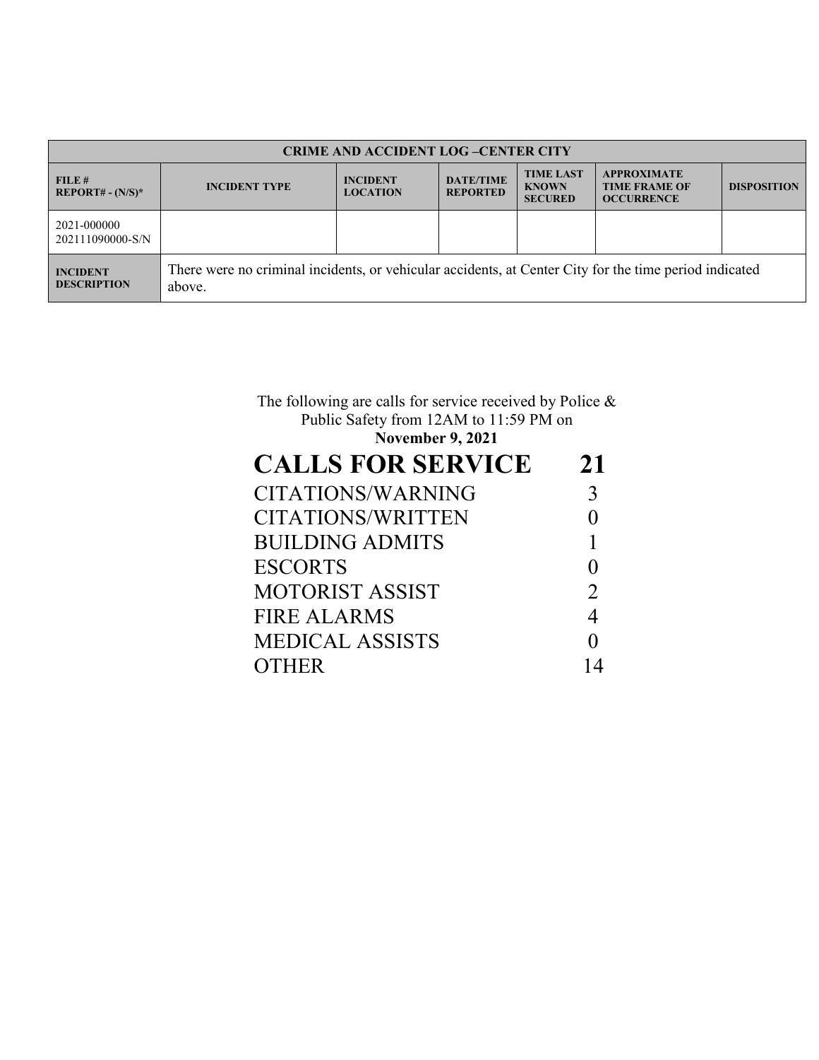| CRIME AND ACCIDENT LOG –CENTER CITY | | | | | | |
|---|---|---|---|---|---|---|
| **FILE # REPORT# - (N/S)*** | **INCIDENT TYPE** | **INCIDENT LOCATION** | **DATE/TIME REPORTED** | **TIME LAST KNOWN SECURED** | **APPROXIMATE TIME FRAME OF OCCURRENCE** | **DISPOSITION** |
| 2021-000000 202111090000-S/N | | | | | | |
| **INCIDENT DESCRIPTION** | There were no criminal incidents, or vehicular accidents, at Center City for the time period indicated above. | | | | | |

The following are calls for service received by Police & Public Safety from 12AM to 11:59 PM on
**November 9, 2021**

| | |
|---|---|
| **CALLS FOR SERVICE** | **21** |
| CITATIONS/WARNING | 3 |
| CITATIONS/WRITTEN | 0 |
| BUILDING ADMITS | 1 |
| ESCORTS | 0 |
| MOTORIST ASSIST | 2 |
| FIRE ALARMS | 4 |
| MEDICAL ASSISTS | 0 |
| OTHER | 14 |